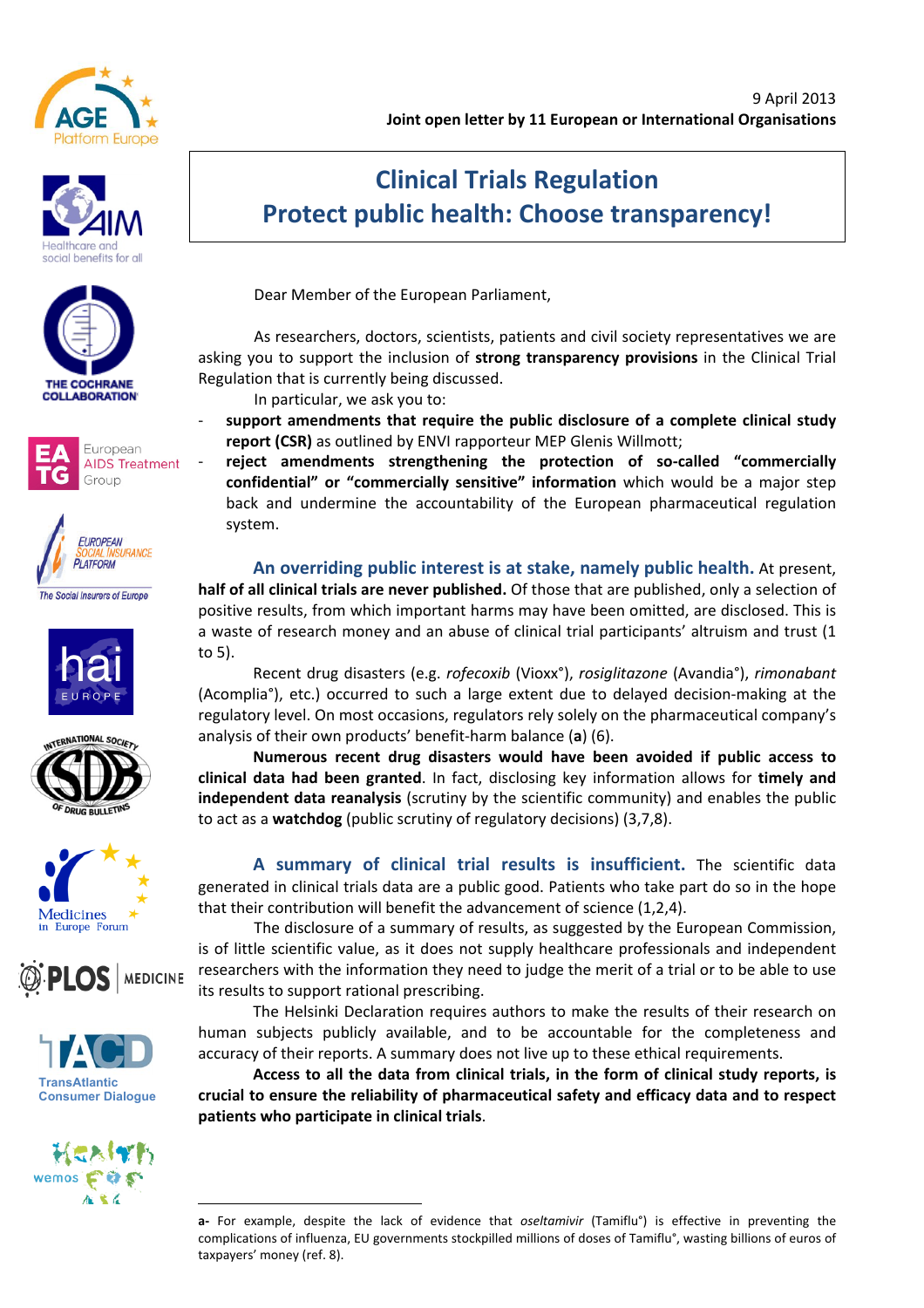9 April 2013

**Joint open letter by 11 European or International Organisations**

# Clinical Trials Regulation
# Protect public health: Choose transparency!

Dear Member of the European Parliament,

As researchers, doctors, scientists, patients and civil society representatives we are asking you to support the inclusion of **strong transparency provisions** in the Clinical Trial Regulation that is currently being discussed.

In particular, we ask you to:

- **support amendments that require the public disclosure of a complete clinical study report (CSR)** as outlined by ENVI rapporteur MEP Glenis Willmott;
- **reject amendments strengthening the protection of so-called "commercially confidential" or "commercially sensitive" information** which would be a major step back and undermine the accountability of the European pharmaceutical regulation system.

**An overriding public interest is at stake, namely public health.** At present, **half of all clinical trials are never published.** Of those that are published, only a selection of positive results, from which important harms may have been omitted, are disclosed. This is a waste of research money and an abuse of clinical trial participants' altruism and trust (1 to 5).

Recent drug disasters (e.g. *rofecoxib* (Vioxx°), *rosiglitazone* (Avandia°), *rimonabant* (Acomplia°), etc.) occurred to such a large extent due to delayed decision-making at the regulatory level. On most occasions, regulators rely solely on the pharmaceutical company's analysis of their own products' benefit-harm balance (**a**) (6).

**Numerous recent drug disasters would have been avoided if public access to clinical data had been granted**. In fact, disclosing key information allows for **timely and independent data reanalysis** (scrutiny by the scientific community) and enables the public to act as a **watchdog** (public scrutiny of regulatory decisions) (3,7,8).

**A summary of clinical trial results is insufficient.** The scientific data generated in clinical trials data are a public good. Patients who take part do so in the hope that their contribution will benefit the advancement of science (1,2,4).

The disclosure of a summary of results, as suggested by the European Commission, is of little scientific value, as it does not supply healthcare professionals and independent researchers with the information they need to judge the merit of a trial or to be able to use its results to support rational prescribing.

The Helsinki Declaration requires authors to make the results of their research on human subjects publicly available, and to be accountable for the completeness and accuracy of their reports. A summary does not live up to these ethical requirements.

**Access to all the data from clinical trials, in the form of clinical study reports, is crucial to ensure the reliability of pharmaceutical safety and efficacy data and to respect patients who participate in clinical trials.**

---

**a-** For example, despite the lack of evidence that *oseltamivir* (Tamiflu°) is effective in preventing the complications of influenza, EU governments stockpilled millions of doses of Tamiflu°, wasting billions of euros of taxpayers' money (ref. 8).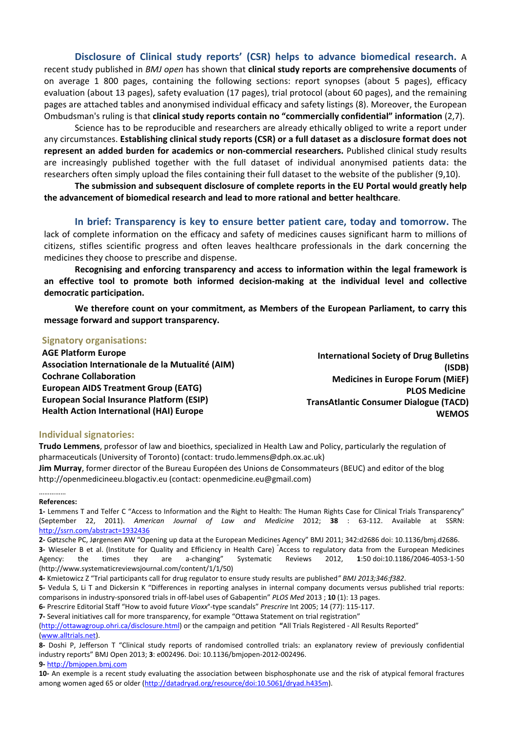**Disclosure of Clinical study reports' (CSR) helps to advance biomedical research.** A recent study published in *BMJ open* has shown that **clinical study reports are comprehensive documents** of on average 1 800 pages, containing the following sections: report synopses (about 5 pages), efficacy evaluation (about 13 pages), safety evaluation (17 pages), trial protocol (about 60 pages), and the remaining pages are attached tables and anonymised individual efficacy and safety listings (8). Moreover, the European Ombudsman's ruling is that **clinical study reports contain no "commercially confidential" information** (2,7).

Science has to be reproducible and researchers are already ethically obliged to write a report under any circumstances. **Establishing clinical study reports (CSR) or a full dataset as a disclosure format does not represent an added burden for academics or non-commercial researchers.** Published clinical study results are increasingly published together with the full dataset of individual anonymised patients data: the researchers often simply upload the files containing their full dataset to the website of the publisher (9,10).

**The submission and subsequent disclosure of complete reports in the EU Portal would greatly help the advancement of biomedical research and lead to more rational and better healthcare**.

**In brief: Transparency is key to ensure better patient care, today and tomorrow.** The lack of complete information on the efficacy and safety of medicines causes significant harm to millions of citizens, stifles scientific progress and often leaves healthcare professionals in the dark concerning the medicines they choose to prescribe and dispense.

**Recognising and enforcing transparency and access to information within the legal framework is an effective tool to promote both informed decision-making at the individual level and collective democratic participation.**

**We therefore count on your commitment, as Members of the European Parliament, to carry this message forward and support transparency.**

### Signatory organisations:

**AGE Platform Europe**
**Association Internationale de la Mutualité (AIM)**
**Cochrane Collaboration**
**European AIDS Treatment Group (EATG)**
**European Social Insurance Platform (ESIP)**
**Health Action International (HAI) Europe**
**International Society of Drug Bulletins (ISDB)**
**Medicines in Europe Forum (MiEF)**
**PLOS Medicine**
**TransAtlantic Consumer Dialogue (TACD)**
**WEMOS**

### Individual signatories:

**Trudo Lemmens**, professor of law and bioethics, specialized in Health Law and Policy, particularly the regulation of pharmaceuticals (University of Toronto) (contact: trudo.lemmens@dph.ox.ac.uk)

**Jim Murray**, former director of the Bureau Européen des Unions de Consommateurs (BEUC) and editor of the blog http://openmedicineeu.blogactiv.eu (contact: openmedicine.eu@gmail.com)

…………..

**References:**

**1-** Lemmens T and Telfer C "Access to Information and the Right to Health: The Human Rights Case for Clinical Trials Transparency" (September 22, 2011). *American Journal of Law and Medicine* 2012; **38** : 63-112. Available at SSRN: http://ssrn.com/abstract=1932436

**2-** Gøtzsche PC, Jørgensen AW "Opening up data at the European Medicines Agency" BMJ 2011; 342:d2686 doi: 10.1136/bmj.d2686.

**3-** Wieseler B et al. (Institute for Quality and Efficiency in Health Care) "Access to regulatory data from the European Medicines Agency: the times they are a-changing" Systematic Reviews 2012, **1**:50 doi:10.1186/2046-4053-1-50 (http://www.systematicreviewsjournal.com/content/1/1/50)

**4-** Kmietowicz Z "Trial participants call for drug regulator to ensure study results are published*" BMJ 2013;346:f382*.

**5-** Vedula S, Li T and Dickersin K "Differences in reporting analyses in internal company documents versus published trial reports: comparisons in industry-sponsored trials in off-label uses of Gabapentin" *PLOS Med* 2013 ; **10** (1): 13 pages.

**6-** Prescrire Editorial Staff "How to avoid future *Vioxx*°-type scandals" *Prescrire* Int 2005; 14 (77): 115-117.

**7-** Several initiatives call for more transparency, for example "Ottawa Statement on trial registration" (http://ottawagroup.ohri.ca/disclosure.html) or the campaign and petition **"**All Trials Registered - All Results Reported" (www.alltrials.net).

**8-** Doshi P, Jefferson T "Clinical study reports of randomised controlled trials: an explanatory review of previously confidential industry reports" BMJ Open 2013; **3**: e002496. Doi: 10.1136/bmjopen-2012-002496.

**9-** http://bmjopen.bmj.com

**10-** An exemple is a recent study evaluating the association between bisphosphonate use and the risk of atypical femoral fractures among women aged 65 or older (http://datadryad.org/resource/doi:10.5061/dryad.h435m).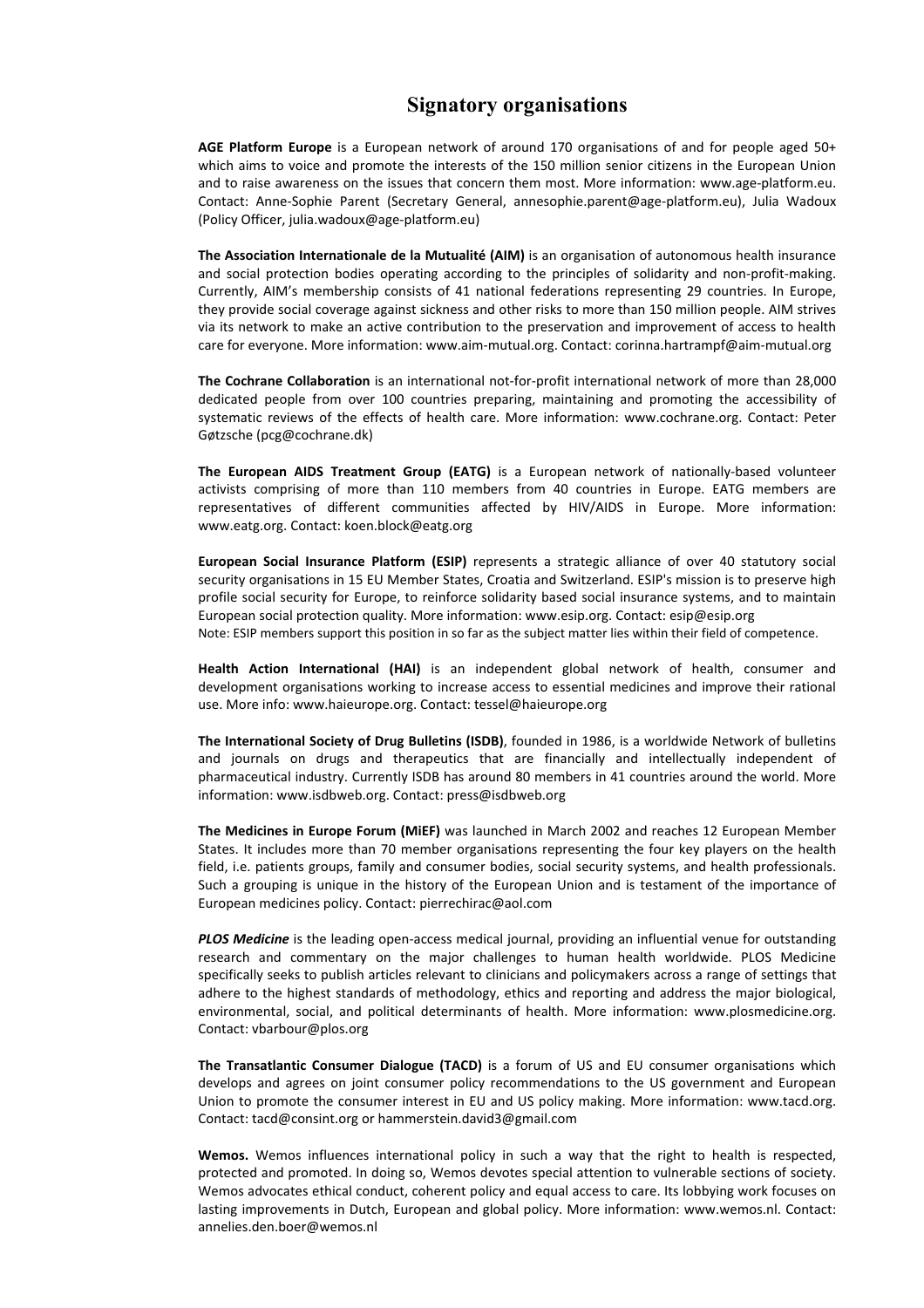# Signatory organisations

**AGE Platform Europe** is a European network of around 170 organisations of and for people aged 50+ which aims to voice and promote the interests of the 150 million senior citizens in the European Union and to raise awareness on the issues that concern them most. More information: www.age-platform.eu. Contact: Anne-Sophie Parent (Secretary General, annesophie.parent@age-platform.eu), Julia Wadoux (Policy Officer, julia.wadoux@age-platform.eu)

**The Association Internationale de la Mutualité (AIM)** is an organisation of autonomous health insurance and social protection bodies operating according to the principles of solidarity and non-profit-making. Currently, AIM's membership consists of 41 national federations representing 29 countries. In Europe, they provide social coverage against sickness and other risks to more than 150 million people. AIM strives via its network to make an active contribution to the preservation and improvement of access to health care for everyone. More information: www.aim-mutual.org. Contact: corinna.hartrampf@aim-mutual.org

**The Cochrane Collaboration** is an international not-for-profit international network of more than 28,000 dedicated people from over 100 countries preparing, maintaining and promoting the accessibility of systematic reviews of the effects of health care. More information: www.cochrane.org. Contact: Peter Gøtzsche (pcg@cochrane.dk)

**The European AIDS Treatment Group (EATG)** is a European network of nationally-based volunteer activists comprising of more than 110 members from 40 countries in Europe. EATG members are representatives of different communities affected by HIV/AIDS in Europe. More information: www.eatg.org. Contact: koen.block@eatg.org

**European Social Insurance Platform (ESIP)** represents a strategic alliance of over 40 statutory social security organisations in 15 EU Member States, Croatia and Switzerland. ESIP's mission is to preserve high profile social security for Europe, to reinforce solidarity based social insurance systems, and to maintain European social protection quality. More information: www.esip.org. Contact: esip@esip.org
Note: ESIP members support this position in so far as the subject matter lies within their field of competence.

**Health Action International (HAI)** is an independent global network of health, consumer and development organisations working to increase access to essential medicines and improve their rational use. More info: www.haieurope.org. Contact: tessel@haieurope.org

**The International Society of Drug Bulletins (ISDB)**, founded in 1986, is a worldwide Network of bulletins and journals on drugs and therapeutics that are financially and intellectually independent of pharmaceutical industry. Currently ISDB has around 80 members in 41 countries around the world. More information: www.isdbweb.org. Contact: press@isdbweb.org

**The Medicines in Europe Forum (MiEF)** was launched in March 2002 and reaches 12 European Member States. It includes more than 70 member organisations representing the four key players on the health field, i.e. patients groups, family and consumer bodies, social security systems, and health professionals. Such a grouping is unique in the history of the European Union and is testament of the importance of European medicines policy. Contact: pierrechirac@aol.com

***PLOS Medicine*** is the leading open-access medical journal, providing an influential venue for outstanding research and commentary on the major challenges to human health worldwide. PLOS Medicine specifically seeks to publish articles relevant to clinicians and policymakers across a range of settings that adhere to the highest standards of methodology, ethics and reporting and address the major biological, environmental, social, and political determinants of health. More information: www.plosmedicine.org. Contact: vbarbour@plos.org

**The Transatlantic Consumer Dialogue (TACD)** is a forum of US and EU consumer organisations which develops and agrees on joint consumer policy recommendations to the US government and European Union to promote the consumer interest in EU and US policy making. More information: www.tacd.org. Contact: tacd@consint.org or hammerstein.david3@gmail.com

**Wemos.** Wemos influences international policy in such a way that the right to health is respected, protected and promoted. In doing so, Wemos devotes special attention to vulnerable sections of society. Wemos advocates ethical conduct, coherent policy and equal access to care. Its lobbying work focuses on lasting improvements in Dutch, European and global policy. More information: www.wemos.nl. Contact: annelies.den.boer@wemos.nl